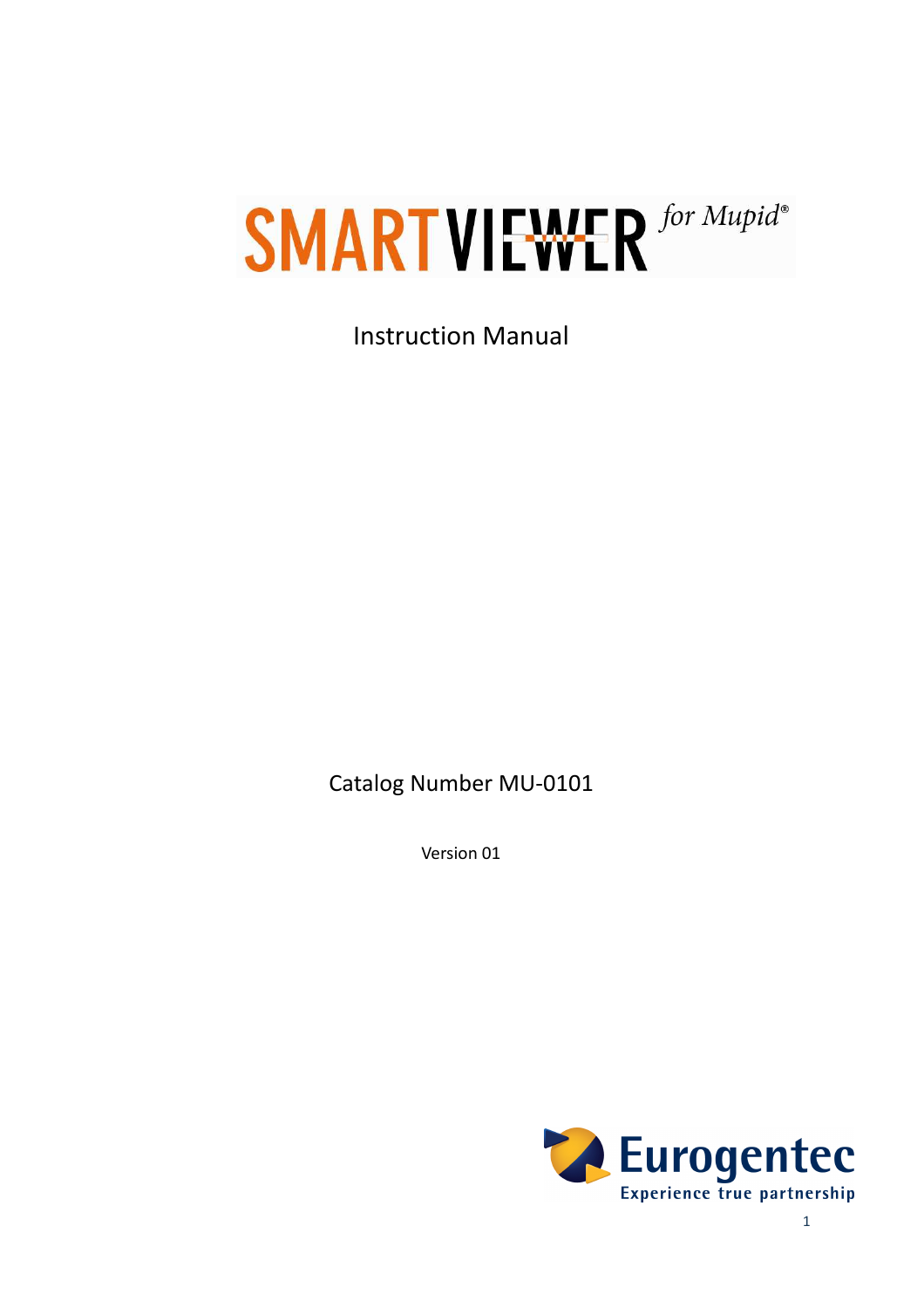# SMARTVIEWER *for Mupid®*

Instruction Manual

Catalog Number MU-0101

Version 01

Eurogentec

Experience true partnership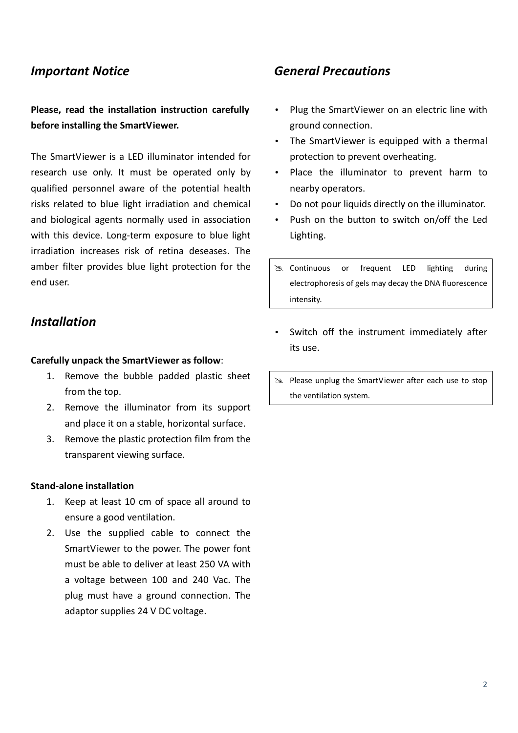## *Important Notice*

**Please, read the installation instruction carefully before installing the SmartViewer.**

The SmartViewer is a LED illuminator intended for research use only. It must be operated only by qualified personnel aware of the potential health risks related to blue light irradiation and chemical and biological agents normally used in association with this device. Long-term exposure to blue light irradiation increases risk of retina deseases. The amber filter provides blue light protection for the end user.

## *Installation*

**Carefully unpack the SmartViewer as follow**:

1. Remove the bubble padded plastic sheet from the top.
2. Remove the illuminator from its support and place it on a stable, horizontal surface.
3. Remove the plastic protection film from the transparent viewing surface.

**Stand-alone installation**

1. Keep at least 10 cm of space all around to ensure a good ventilation.
2. Use the supplied cable to connect the SmartViewer to the power. The power font must be able to deliver at least 250 VA with a voltage between 100 and 240 Vac. The plug must have a ground connection. The adaptor supplies 24 V DC voltage.

## *General Precautions*

- Plug the SmartViewer on an electric line with ground connection.
- The SmartViewer is equipped with a thermal protection to prevent overheating.
- Place the illuminator to prevent harm to nearby operators.
- Do not pour liquids directly on the illuminator.
- Push on the button to switch on/off the Led Lighting.

> ✎ Continuous or frequent LED lighting during electrophoresis of gels may decay the DNA fluorescence intensity.

- Switch off the instrument immediately after its use.

> ✎ Please unplug the SmartViewer after each use to stop the ventilation system.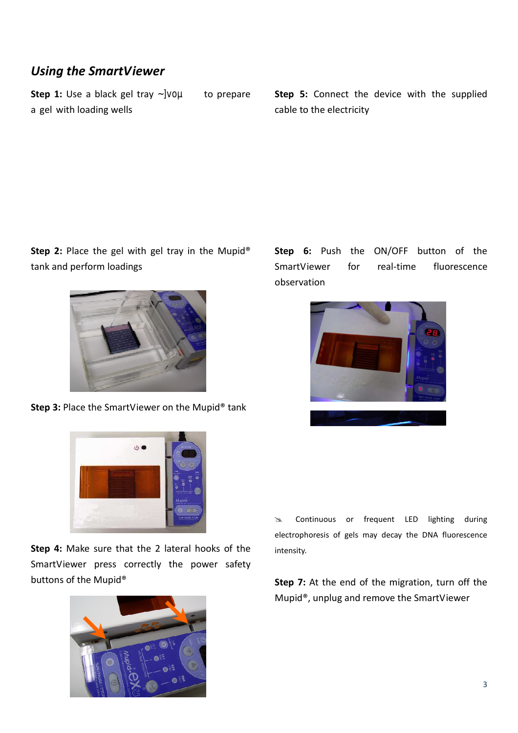## *Using the SmartViewer*

**Step 1:** Use a black gel tray ~]voµ to prepare a gel with loading wells

**Step 2:** Place the gel with gel tray in the Mupid® tank and perform loadings

**Step 3:** Place the SmartViewer on the Mupid® tank

**Step 4:** Make sure that the 2 lateral hooks of the SmartViewer press correctly the power safety buttons of the Mupid®

**Step 5:** Connect the device with the supplied cable to the electricity

**Step 6:** Push the ON/OFF button of the SmartViewer for real-time fluorescence observation

Continuous or frequent LED lighting during electrophoresis of gels may decay the DNA fluorescence intensity.

**Step 7:** At the end of the migration, turn off the Mupid®, unplug and remove the SmartViewer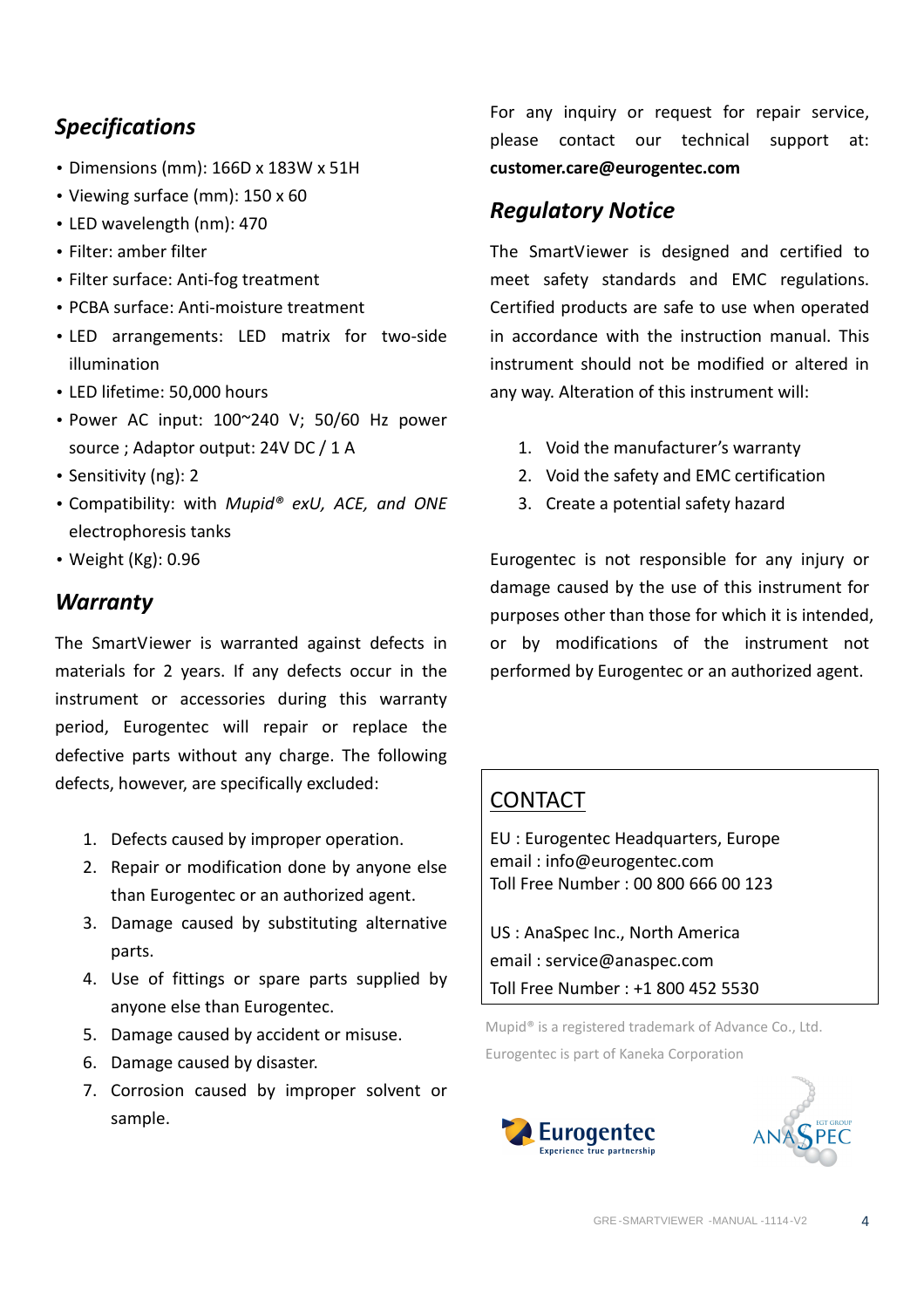## *Specifications*

- Dimensions (mm): 166D x 183W x 51H
- Viewing surface (mm): 150 x 60
- LED wavelength (nm): 470
- Filter: amber filter
- Filter surface: Anti-fog treatment
- PCBA surface: Anti-moisture treatment
- LED arrangements: LED matrix for two-side illumination
- LED lifetime: 50,000 hours
- Power AC input: 100~240 V; 50/60 Hz power source ; Adaptor output: 24V DC / 1 A
- Sensitivity (ng): 2
- Compatibility: with *Mupid® exU, ACE, and ONE* electrophoresis tanks
- Weight (Kg): 0.96

## *Warranty*

The SmartViewer is warranted against defects in materials for 2 years. If any defects occur in the instrument or accessories during this warranty period, Eurogentec will repair or replace the defective parts without any charge. The following defects, however, are specifically excluded:

1. Defects caused by improper operation.
2. Repair or modification done by anyone else than Eurogentec or an authorized agent.
3. Damage caused by substituting alternative parts.
4. Use of fittings or spare parts supplied by anyone else than Eurogentec.
5. Damage caused by accident or misuse.
6. Damage caused by disaster.
7. Corrosion caused by improper solvent or sample.

For any inquiry or request for repair service, please contact our technical support at: **customer.care@eurogentec.com**

## *Regulatory Notice*

The SmartViewer is designed and certified to meet safety standards and EMC regulations. Certified products are safe to use when operated in accordance with the instruction manual. This instrument should not be modified or altered in any way. Alteration of this instrument will:

1. Void the manufacturer's warranty
2. Void the safety and EMC certification
3. Create a potential safety hazard

Eurogentec is not responsible for any injury or damage caused by the use of this instrument for purposes other than those for which it is intended, or by modifications of the instrument not performed by Eurogentec or an authorized agent.

## CONTACT

EU : Eurogentec Headquarters, Europe
email : info@eurogentec.com
Toll Free Number : 00 800 666 00 123

US : AnaSpec Inc., North America
email : service@anaspec.com
Toll Free Number : +1 800 452 5530

Mupid® is a registered trademark of Advance Co., Ltd.

Eurogentec is part of Kaneka Corporation

Eurogentec
Experience true partnership

ANASPEC
EGT GROUP

GRE-SMARTVIEWER -MANUAL -1114-V2